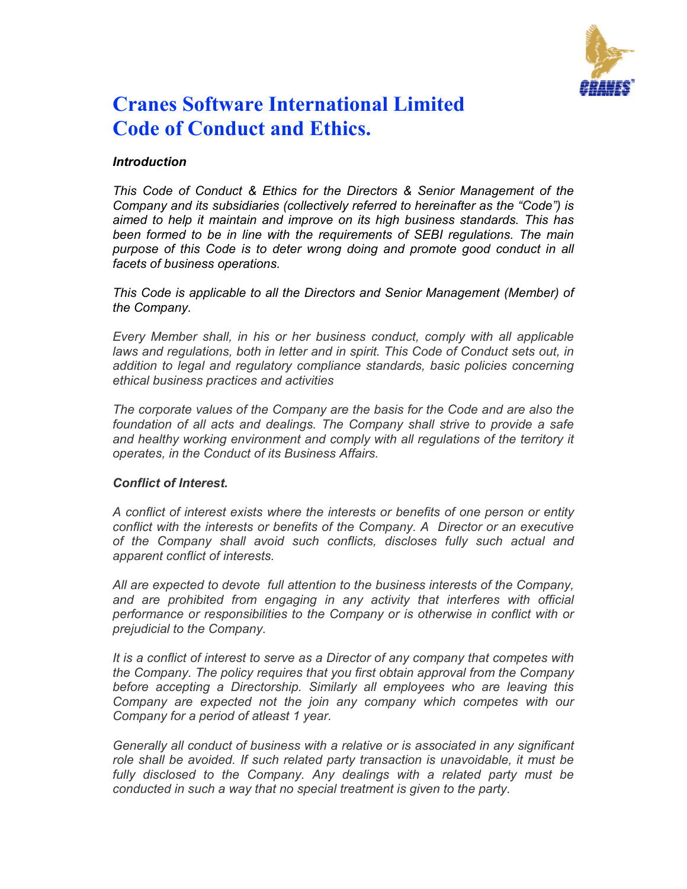# Cranes Software International Limited
# Code of Conduct and Ethics.

***Introduction***

*This Code of Conduct & Ethics for the Directors & Senior Management of the Company and its subsidiaries (collectively referred to hereinafter as the "Code") is aimed to help it maintain and improve on its high business standards. This has been formed to be in line with the requirements of SEBI regulations. The main purpose of this Code is to deter wrong doing and promote good conduct in all facets of business operations.*

*This Code is applicable to all the Directors and Senior Management (Member) of the Company.*

*Every Member shall, in his or her business conduct, comply with all applicable laws and regulations, both in letter and in spirit. This Code of Conduct sets out, in addition to legal and regulatory compliance standards, basic policies concerning ethical business practices and activities*

*The corporate values of the Company are the basis for the Code and are also the foundation of all acts and dealings. The Company shall strive to provide a safe and healthy working environment and comply with all regulations of the territory it operates, in the Conduct of its Business Affairs.*

***Conflict of Interest.***

*A conflict of interest exists where the interests or benefits of one person or entity conflict with the interests or benefits of the Company. A Director or an executive of the Company shall avoid such conflicts, discloses fully such actual and apparent conflict of interests.*

*All are expected to devote full attention to the business interests of the Company, and are prohibited from engaging in any activity that interferes with official performance or responsibilities to the Company or is otherwise in conflict with or prejudicial to the Company.*

*It is a conflict of interest to serve as a Director of any company that competes with the Company. The policy requires that you first obtain approval from the Company before accepting a Directorship. Similarly all employees who are leaving this Company are expected not the join any company which competes with our Company for a period of atleast 1 year.*

*Generally all conduct of business with a relative or is associated in any significant role shall be avoided. If such related party transaction is unavoidable, it must be fully disclosed to the Company. Any dealings with a related party must be conducted in such a way that no special treatment is given to the party.*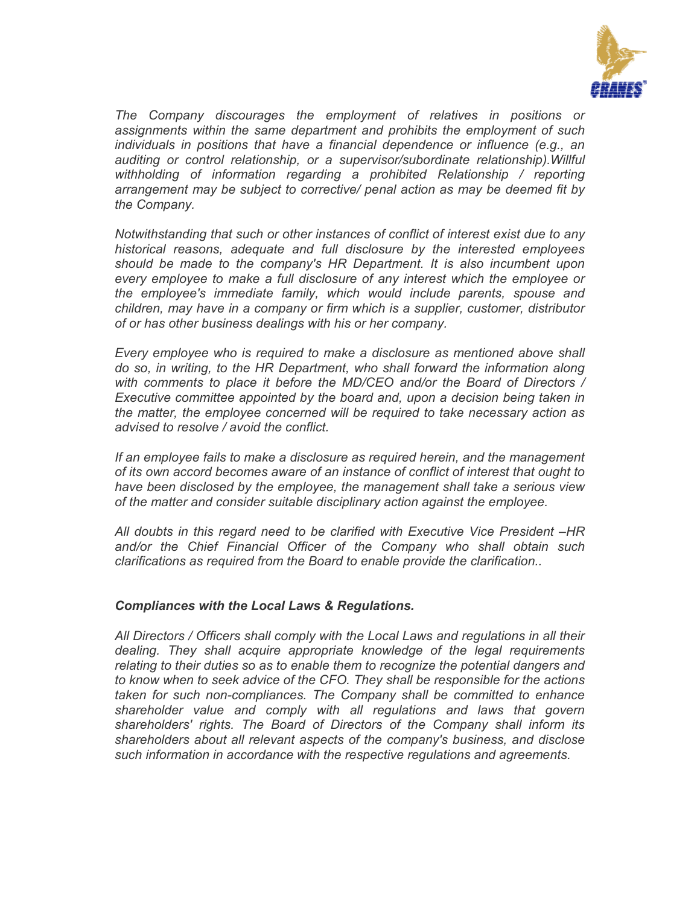*The Company discourages the employment of relatives in positions or assignments within the same department and prohibits the employment of such individuals in positions that have a financial dependence or influence (e.g., an auditing or control relationship, or a supervisor/subordinate relationship).Willful withholding of information regarding a prohibited Relationship / reporting arrangement may be subject to corrective/ penal action as may be deemed fit by the Company.*

*Notwithstanding that such or other instances of conflict of interest exist due to any historical reasons, adequate and full disclosure by the interested employees should be made to the company's HR Department. It is also incumbent upon every employee to make a full disclosure of any interest which the employee or the employee's immediate family, which would include parents, spouse and children, may have in a company or firm which is a supplier, customer, distributor of or has other business dealings with his or her company.*

*Every employee who is required to make a disclosure as mentioned above shall do so, in writing, to the HR Department, who shall forward the information along with comments to place it before the MD/CEO and/or the Board of Directors / Executive committee appointed by the board and, upon a decision being taken in the matter, the employee concerned will be required to take necessary action as advised to resolve / avoid the conflict.*

*If an employee fails to make a disclosure as required herein, and the management of its own accord becomes aware of an instance of conflict of interest that ought to have been disclosed by the employee, the management shall take a serious view of the matter and consider suitable disciplinary action against the employee.*

*All doubts in this regard need to be clarified with Executive Vice President –HR and/or the Chief Financial Officer of the Company who shall obtain such clarifications as required from the Board to enable provide the clarification..*

***Compliances with the Local Laws & Regulations.***

*All Directors / Officers shall comply with the Local Laws and regulations in all their dealing. They shall acquire appropriate knowledge of the legal requirements relating to their duties so as to enable them to recognize the potential dangers and to know when to seek advice of the CFO. They shall be responsible for the actions taken for such non-compliances. The Company shall be committed to enhance shareholder value and comply with all regulations and laws that govern shareholders' rights. The Board of Directors of the Company shall inform its shareholders about all relevant aspects of the company's business, and disclose such information in accordance with the respective regulations and agreements.*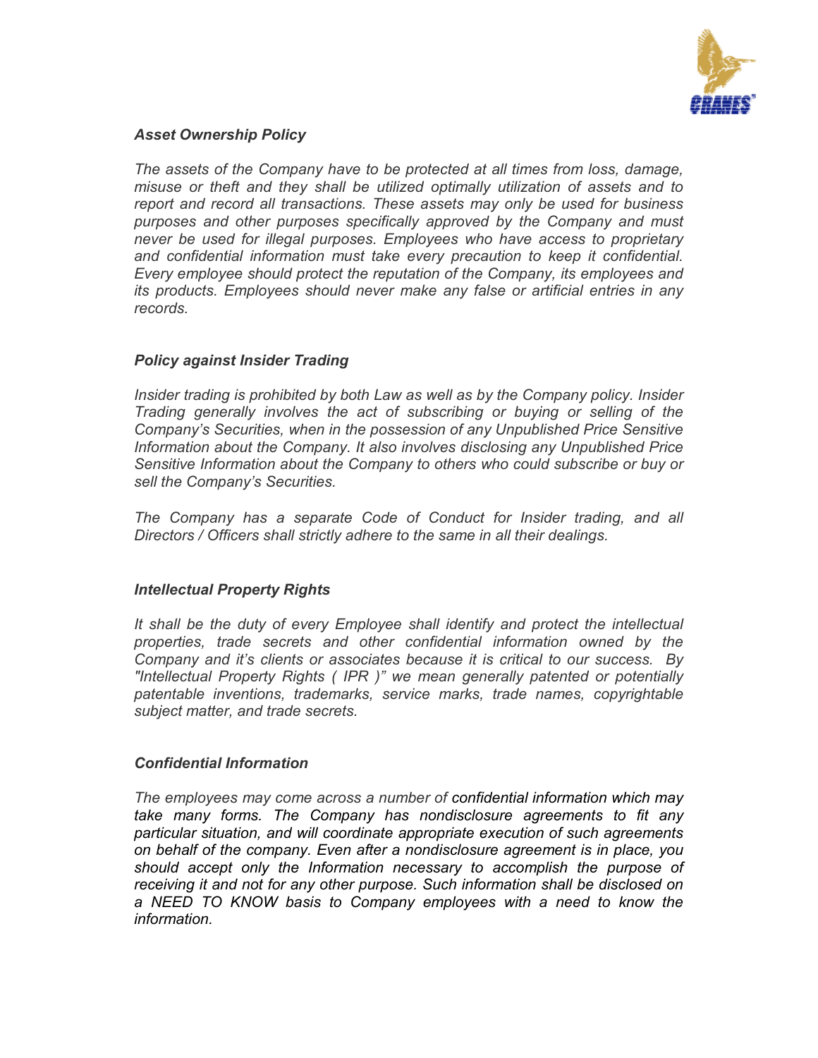### *Asset Ownership Policy*

*The assets of the Company have to be protected at all times from loss, damage, misuse or theft and they shall be utilized optimally utilization of assets and to report and record all transactions. These assets may only be used for business purposes and other purposes specifically approved by the Company and must never be used for illegal purposes. Employees who have access to proprietary and confidential information must take every precaution to keep it confidential. Every employee should protect the reputation of the Company, its employees and its products. Employees should never make any false or artificial entries in any records.*

### *Policy against Insider Trading*

*Insider trading is prohibited by both Law as well as by the Company policy. Insider Trading generally involves the act of subscribing or buying or selling of the Company's Securities, when in the possession of any Unpublished Price Sensitive Information about the Company. It also involves disclosing any Unpublished Price Sensitive Information about the Company to others who could subscribe or buy or sell the Company's Securities.*

*The Company has a separate Code of Conduct for Insider trading, and all Directors / Officers shall strictly adhere to the same in all their dealings.*

### *Intellectual Property Rights*

*It shall be the duty of every Employee shall identify and protect the intellectual properties, trade secrets and other confidential information owned by the Company and it's clients or associates because it is critical to our success. By "Intellectual Property Rights ( IPR )" we mean generally patented or potentially patentable inventions, trademarks, service marks, trade names, copyrightable subject matter, and trade secrets.*

### *Confidential Information*

*The employees may come across a number of confidential information which may take many forms. The Company has nondisclosure agreements to fit any particular situation, and will coordinate appropriate execution of such agreements on behalf of the company. Even after a nondisclosure agreement is in place, you should accept only the Information necessary to accomplish the purpose of receiving it and not for any other purpose. Such information shall be disclosed on a NEED TO KNOW basis to Company employees with a need to know the information.*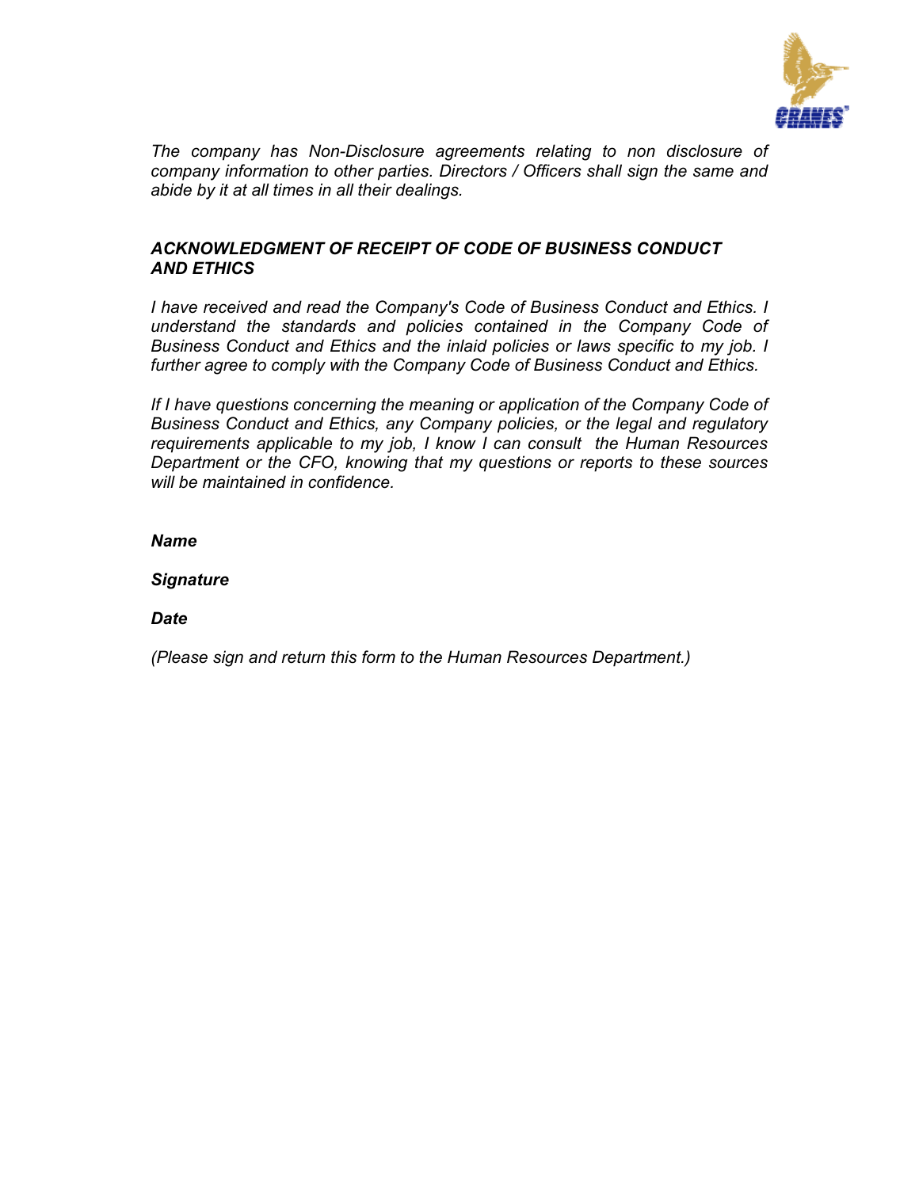*The company has Non-Disclosure agreements relating to non disclosure of company information to other parties. Directors / Officers shall sign the same and abide by it at all times in all their dealings.*

## *ACKNOWLEDGMENT OF RECEIPT OF CODE OF BUSINESS CONDUCT AND ETHICS*

*I have received and read the Company's Code of Business Conduct and Ethics. I understand the standards and policies contained in the Company Code of Business Conduct and Ethics and the inlaid policies or laws specific to my job. I further agree to comply with the Company Code of Business Conduct and Ethics.*

*If I have questions concerning the meaning or application of the Company Code of Business Conduct and Ethics, any Company policies, or the legal and regulatory requirements applicable to my job, I know I can consult the Human Resources Department or the CFO, knowing that my questions or reports to these sources will be maintained in confidence.*

***Name***

***Signature***

***Date***

*(Please sign and return this form to the Human Resources Department.)*